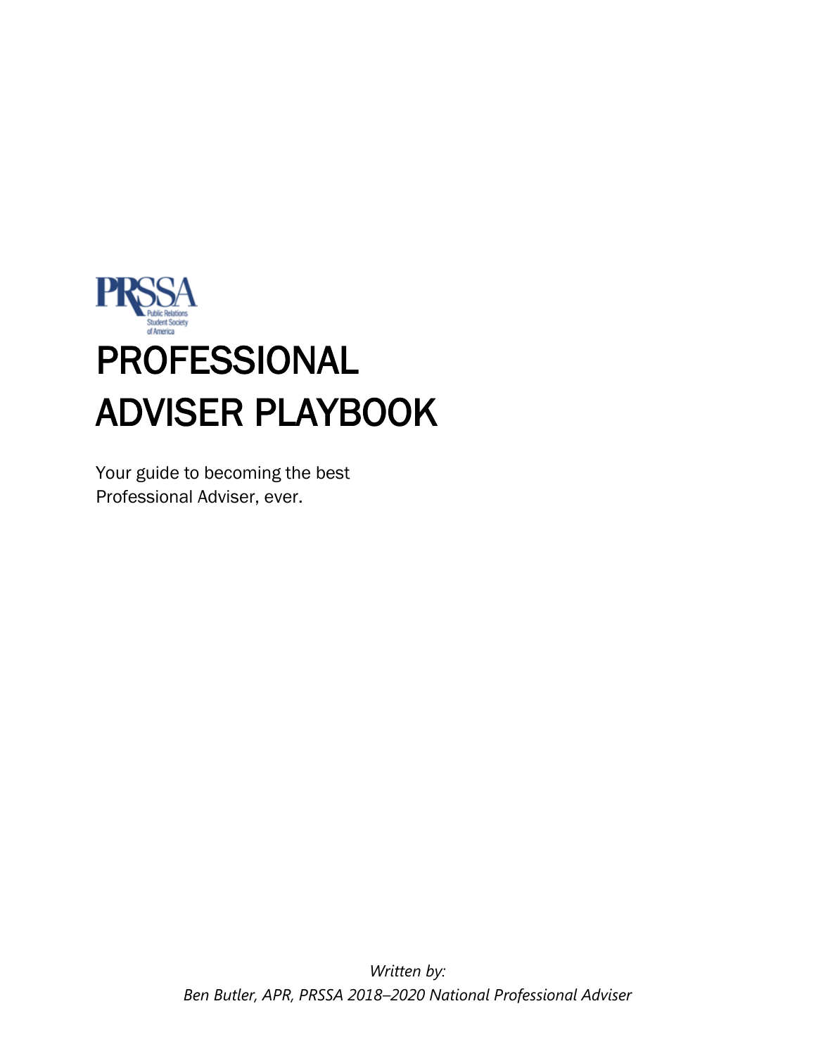PRSSA
Public Relations Student Society of America

# PROFESSIONAL ADVISER PLAYBOOK

Your guide to becoming the best Professional Adviser, ever.

*Written by:*
*Ben Butler, APR, PRSSA 2018–2020 National Professional Adviser*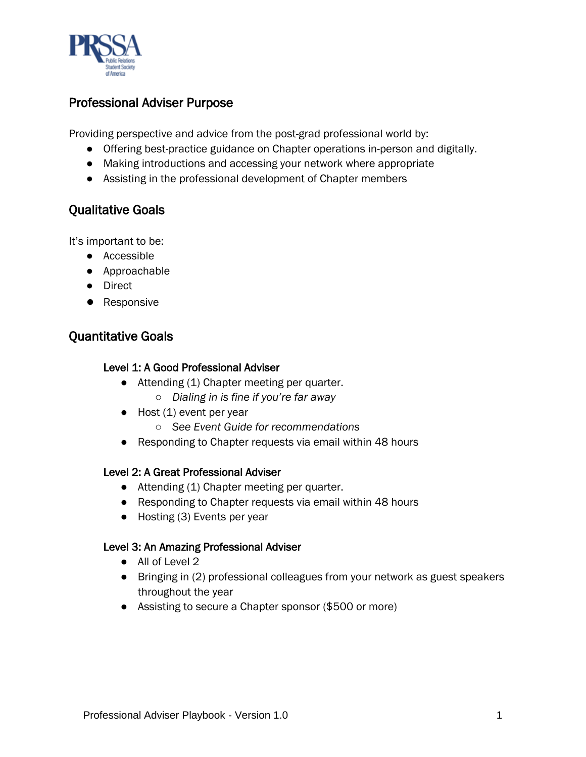## Professional Adviser Purpose

Providing perspective and advice from the post-grad professional world by:

- Offering best-practice guidance on Chapter operations in-person and digitally.
- Making introductions and accessing your network where appropriate
- Assisting in the professional development of Chapter members

## Qualitative Goals

It's important to be:

- Accessible
- Approachable
- Direct
- Responsive

## Quantitative Goals

### Level 1: A Good Professional Adviser

- Attending (1) Chapter meeting per quarter.
    - *Dialing in is fine if you're far away*
- Host (1) event per year
    - *See Event Guide for recommendations*
- Responding to Chapter requests via email within 48 hours

### Level 2: A Great Professional Adviser

- Attending (1) Chapter meeting per quarter.
- Responding to Chapter requests via email within 48 hours
- Hosting (3) Events per year

### Level 3: An Amazing Professional Adviser

- All of Level 2
- Bringing in (2) professional colleagues from your network as guest speakers throughout the year
- Assisting to secure a Chapter sponsor ($500 or more)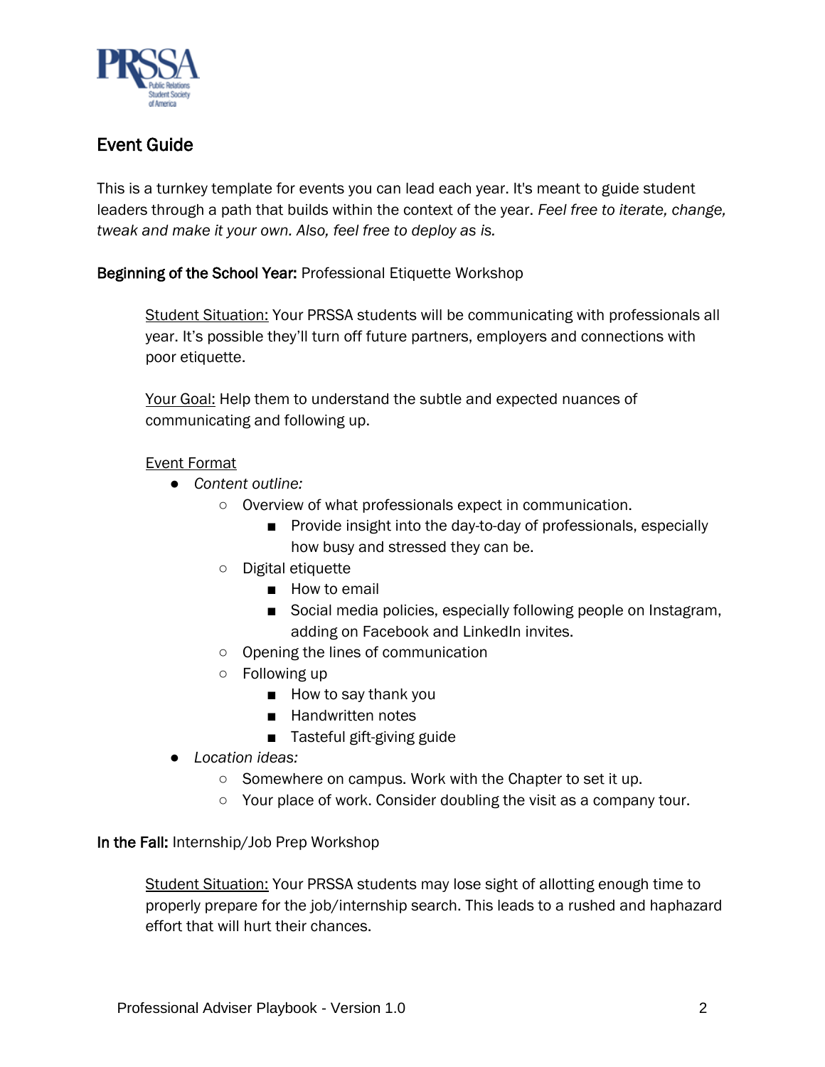## Event Guide

This is a turnkey template for events you can lead each year. It's meant to guide student leaders through a path that builds within the context of the year. *Feel free to iterate, change, tweak and make it your own. Also, feel free to deploy as is.*

**Beginning of the School Year:** Professional Etiquette Workshop

<u>Student Situation:</u> Your PRSSA students will be communicating with professionals all year. It's possible they'll turn off future partners, employers and connections with poor etiquette.

<u>Your Goal:</u> Help them to understand the subtle and expected nuances of communicating and following up.

<u>Event Format</u>

- *Content outline:*
  - Overview of what professionals expect in communication.
    - Provide insight into the day-to-day of professionals, especially how busy and stressed they can be.
  - Digital etiquette
    - How to email
    - Social media policies, especially following people on Instagram, adding on Facebook and LinkedIn invites.
  - Opening the lines of communication
  - Following up
    - How to say thank you
    - Handwritten notes
    - Tasteful gift-giving guide
- *Location ideas:*
  - Somewhere on campus. Work with the Chapter to set it up.
  - Your place of work. Consider doubling the visit as a company tour.

**In the Fall:** Internship/Job Prep Workshop

<u>Student Situation:</u> Your PRSSA students may lose sight of allotting enough time to properly prepare for the job/internship search. This leads to a rushed and haphazard effort that will hurt their chances.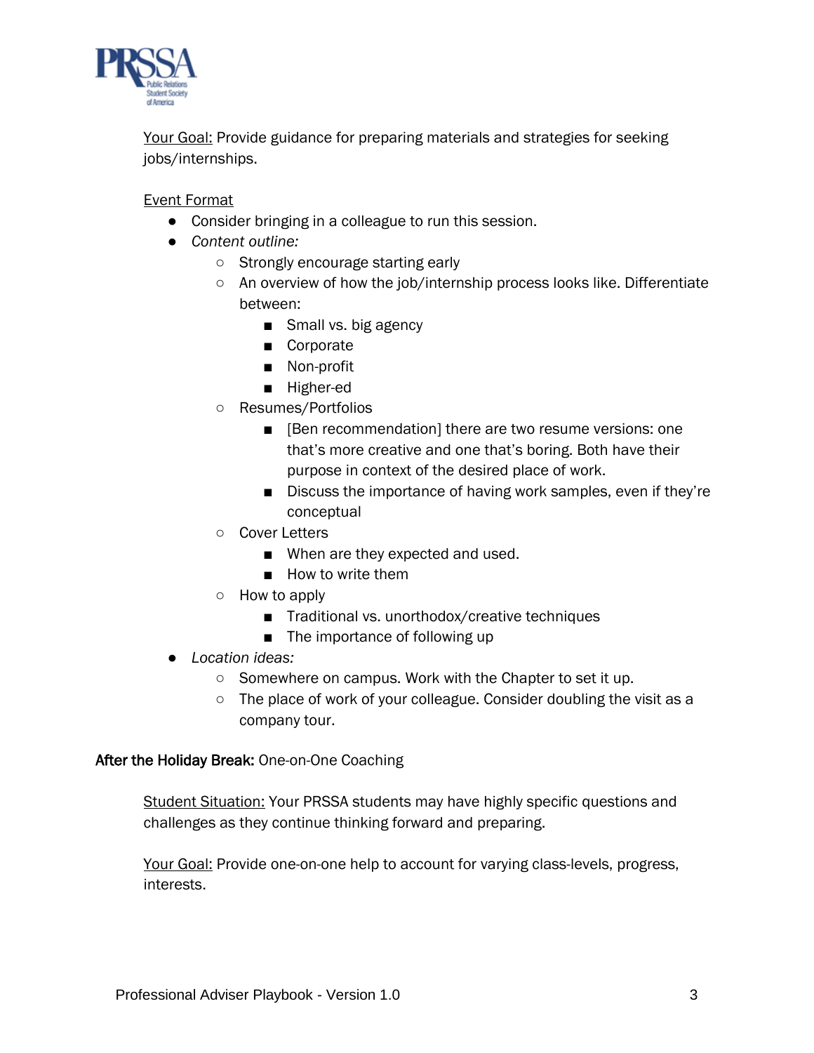Your Goal: Provide guidance for preparing materials and strategies for seeking jobs/internships.

Event Format

- Consider bringing in a colleague to run this session.
- *Content outline:*
  - Strongly encourage starting early
  - An overview of how the job/internship process looks like. Differentiate between:
    - Small vs. big agency
    - Corporate
    - Non-profit
    - Higher-ed
  - Resumes/Portfolios
    - [Ben recommendation] there are two resume versions: one that's more creative and one that's boring. Both have their purpose in context of the desired place of work.
    - Discuss the importance of having work samples, even if they're conceptual
  - Cover Letters
    - When are they expected and used.
    - How to write them
  - How to apply
    - Traditional vs. unorthodox/creative techniques
    - The importance of following up
- *Location ideas:*
  - Somewhere on campus. Work with the Chapter to set it up.
  - The place of work of your colleague. Consider doubling the visit as a company tour.

**After the Holiday Break:** One-on-One Coaching

Student Situation: Your PRSSA students may have highly specific questions and challenges as they continue thinking forward and preparing.

Your Goal: Provide one-on-one help to account for varying class-levels, progress, interests.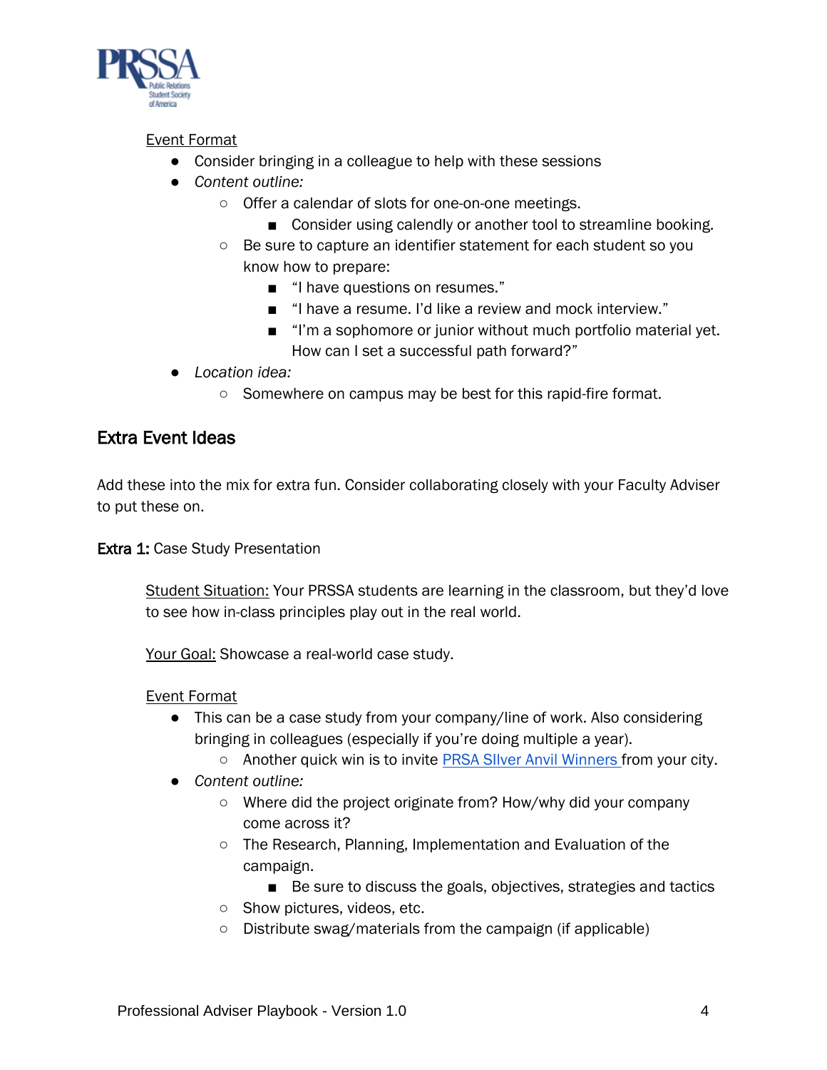Event Format

- Consider bringing in a colleague to help with these sessions
- *Content outline:*
    - Offer a calendar of slots for one-on-one meetings.
        - Consider using calendly or another tool to streamline booking.
    - Be sure to capture an identifier statement for each student so you know how to prepare:
        - "I have questions on resumes."
        - "I have a resume. I'd like a review and mock interview."
        - "I'm a sophomore or junior without much portfolio material yet. How can I set a successful path forward?"
- *Location idea:*
    - Somewhere on campus may be best for this rapid-fire format.

## Extra Event Ideas

Add these into the mix for extra fun. Consider collaborating closely with your Faculty Adviser to put these on.

**Extra 1:** Case Study Presentation

Student Situation: Your PRSSA students are learning in the classroom, but they'd love to see how in-class principles play out in the real world.

Your Goal: Showcase a real-world case study.

Event Format

- This can be a case study from your company/line of work. Also considering bringing in colleagues (especially if you're doing multiple a year).
    - Another quick win is to invite PRSA SIlver Anvil Winners from your city.
- *Content outline:*
    - Where did the project originate from? How/why did your company come across it?
    - The Research, Planning, Implementation and Evaluation of the campaign.
        - Be sure to discuss the goals, objectives, strategies and tactics
    - Show pictures, videos, etc.
    - Distribute swag/materials from the campaign (if applicable)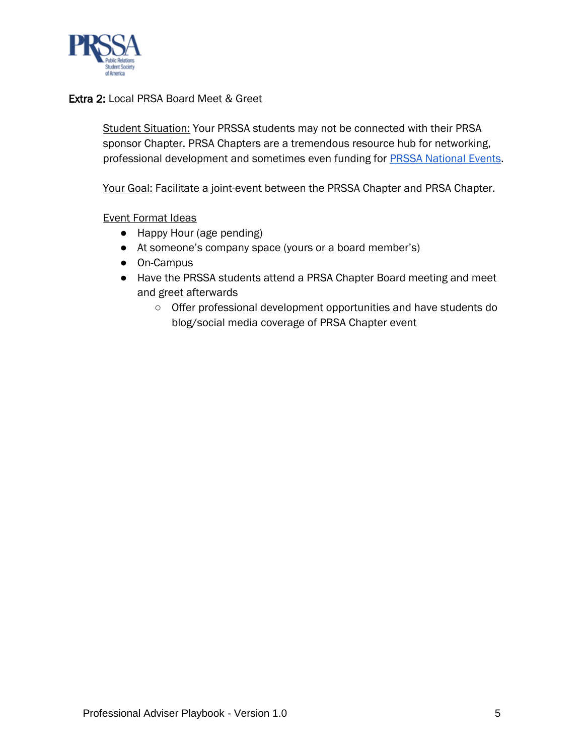**Extra 2:** Local PRSA Board Meet & Greet

Student Situation: Your PRSSA students may not be connected with their PRSA sponsor Chapter. PRSA Chapters are a tremendous resource hub for networking, professional development and sometimes even funding for [PRSSA National Events](#).

Your Goal: Facilitate a joint-event between the PRSSA Chapter and PRSA Chapter.

Event Format Ideas

- Happy Hour (age pending)
- At someone's company space (yours or a board member's)
- On-Campus
- Have the PRSSA students attend a PRSA Chapter Board meeting and meet and greet afterwards
  - Offer professional development opportunities and have students do blog/social media coverage of PRSA Chapter event